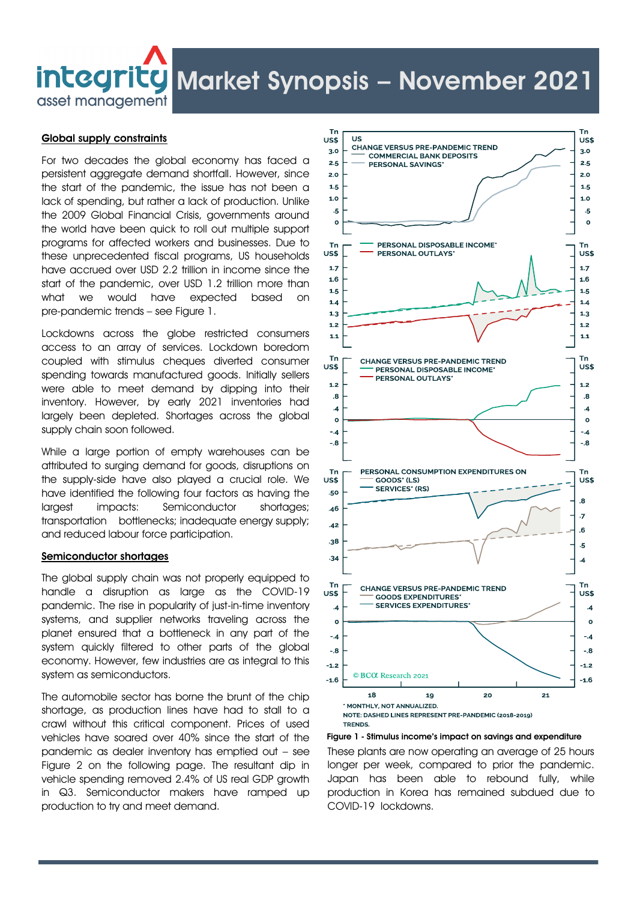# Market Synopsis – November 2021

## Global supply constraints

For two decades the global economy has faced a persistent aggregate demand shortfall. However, since the start of the pandemic, the issue has not been a lack of spending, but rather a lack of production. Unlike the 2009 Global Financial Crisis, governments around the world have been quick to roll out multiple support programs for affected workers and businesses. Due to these unprecedented fiscal programs, US households have accrued over USD 2.2 trillion in income since the start of the pandemic, over USD 1.2 trillion more than what we would have expected based on pre-pandemic trends – see Figure 1.

Lockdowns across the globe restricted consumers access to an array of services. Lockdown boredom coupled with stimulus cheques diverted consumer spending towards manufactured goods. Initially sellers were able to meet demand by dipping into their inventory. However, by early 2021 inventories had largely been depleted. Shortages across the global supply chain soon followed.

While a large portion of empty warehouses can be attributed to surging demand for goods, disruptions on the supply-side have also played a crucial role. We have identified the following four factors as having the largest impacts: Semiconductor shortages; transportation bottlenecks; inadequate energy supply; and reduced labour force participation.

## Semiconductor shortages

The global supply chain was not properly equipped to handle a disruption as large as the COVID-19 pandemic. The rise in popularity of just-in-time inventory systems, and supplier networks traveling across the planet ensured that a bottleneck in any part of the system quickly filtered to other parts of the global economy. However, few industries are as integral to this system as semiconductors.

The automobile sector has borne the brunt of the chip shortage, as production lines have had to stall to a crawl without this critical component. Prices of used vehicles have soared over 40% since the start of the pandemic as dealer inventory has emptied out – see Figure 2 on the following page. The resultant dip in vehicle spending removed 2.4% of US real GDP growth in Q3. Semiconductor makers have ramped up production to try and meet demand.

\* MONTHLY, NOT ANNUALIZED.
NOTE: DASHED LINES REPRESENT PRE-PANDEMIC (2018-2019) TRENDS.

Figure 1 - Stimulus income's impact on savings and expenditure

These plants are now operating an average of 25 hours longer per week, compared to prior the pandemic. Japan has been able to rebound fully, while production in Korea has remained subdued due to COVID-19 lockdowns.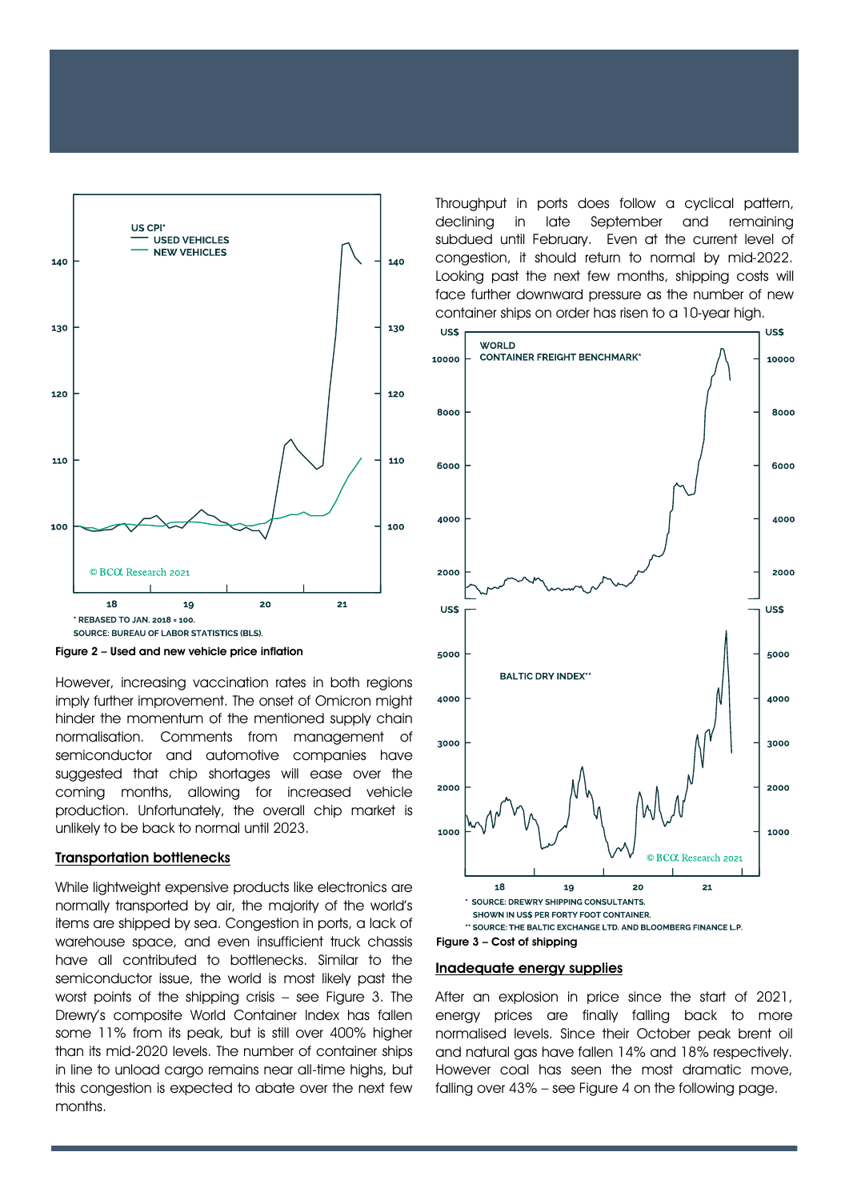US CPI*
USED VEHICLES
NEW VEHICLES

* REBASED TO JAN. 2018 = 100.
SOURCE: BUREAU OF LABOR STATISTICS (BLS).

**Figure 2 – Used and new vehicle price inflation**

However, increasing vaccination rates in both regions imply further improvement. The onset of Omicron might hinder the momentum of the mentioned supply chain normalisation. Comments from management of semiconductor and automotive companies have suggested that chip shortages will ease over the coming months, allowing for increased vehicle production. Unfortunately, the overall chip market is unlikely to be back to normal until 2023.

## Transportation bottlenecks

While lightweight expensive products like electronics are normally transported by air, the majority of the world's items are shipped by sea. Congestion in ports, a lack of warehouse space, and even insufficient truck chassis have all contributed to bottlenecks. Similar to the semiconductor issue, the world is most likely past the worst points of the shipping crisis – see Figure 3. The Drewry's composite World Container Index has fallen some 11% from its peak, but is still over 400% higher than its mid-2020 levels. The number of container ships in line to unload cargo remains near all-time highs, but this congestion is expected to abate over the next few months.

Throughput in ports does follow a cyclical pattern, declining in late September and remaining subdued until February. Even at the current level of congestion, it should return to normal by mid-2022. Looking past the next few months, shipping costs will face further downward pressure as the number of new container ships on order has risen to a 10-year high.

WORLD CONTAINER FREIGHT BENCHMARK*

BALTIC DRY INDEX**

* SOURCE: DREWRY SHIPPING CONSULTANTS.
SHOWN IN US$ PER FORTY FOOT CONTAINER.
** SOURCE: THE BALTIC EXCHANGE LTD. AND BLOOMBERG FINANCE L.P.

**Figure 3 – Cost of shipping**

## Inadequate energy supplies

After an explosion in price since the start of 2021, energy prices are finally falling back to more normalised levels. Since their October peak brent oil and natural gas have fallen 14% and 18% respectively. However coal has seen the most dramatic move, falling over 43% – see Figure 4 on the following page.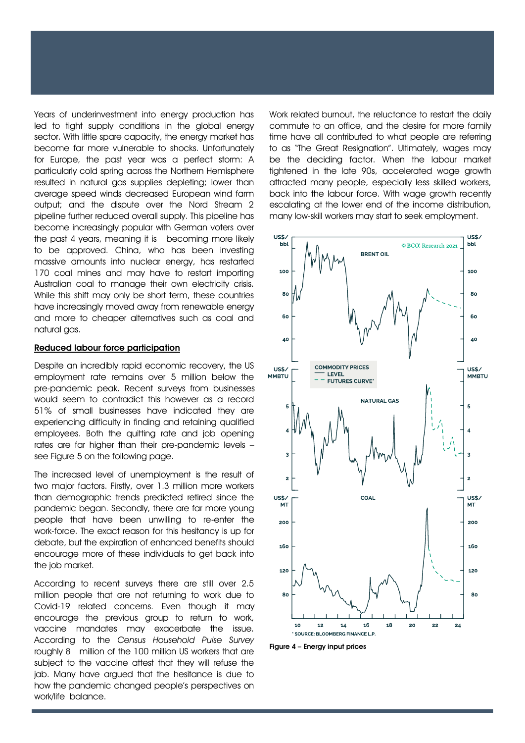Years of underinvestment into energy production has led to tight supply conditions in the global energy sector. With little spare capacity, the energy market has become far more vulnerable to shocks. Unfortunately for Europe, the past year was a perfect storm: A particularly cold spring across the Northern Hemisphere resulted in natural gas supplies depleting; lower than average speed winds decreased European wind farm output; and the dispute over the Nord Stream 2 pipeline further reduced overall supply. This pipeline has become increasingly popular with German voters over the past 4 years, meaning it is becoming more likely to be approved. China, who has been investing massive amounts into nuclear energy, has restarted 170 coal mines and may have to restart importing Australian coal to manage their own electricity crisis. While this shift may only be short term, these countries have increasingly moved away from renewable energy and more to cheaper alternatives such as coal and natural gas.

## Reduced labour force participation

Despite an incredibly rapid economic recovery, the US employment rate remains over 5 million below the pre-pandemic peak. Recent surveys from businesses would seem to contradict this however as a record 51% of small businesses have indicated they are experiencing difficulty in finding and retaining qualified employees. Both the quitting rate and job opening rates are far higher than their pre-pandemic levels – see Figure 5 on the following page.

The increased level of unemployment is the result of two major factors. Firstly, over 1.3 million more workers than demographic trends predicted retired since the pandemic began. Secondly, there are far more young people that have been unwilling to re-enter the work-force. The exact reason for this hesitancy is up for debate, but the expiration of enhanced benefits should encourage more of these individuals to get back into the job market.

According to recent surveys there are still over 2.5 million people that are not returning to work due to Covid-19 related concerns. Even though it may encourage the previous group to return to work, vaccine mandates may exacerbate the issue. According to the *Census Household Pulse Survey* roughly 8 million of the 100 million US workers that are subject to the vaccine attest that they will refuse the jab. Many have argued that the hesitance is due to how the pandemic changed people's perspectives on work/life balance.

Work related burnout, the reluctance to restart the daily commute to an office, and the desire for more family time have all contributed to what people are referring to as "The Great Resignation". Ultimately, wages may be the deciding factor. When the labour market tightened in the late 90s, accelerated wage growth attracted many people, especially less skilled workers, back into the labour force. With wage growth recently escalating at the lower end of the income distribution, many low-skill workers may start to seek employment.

Figure 4 – Energy input prices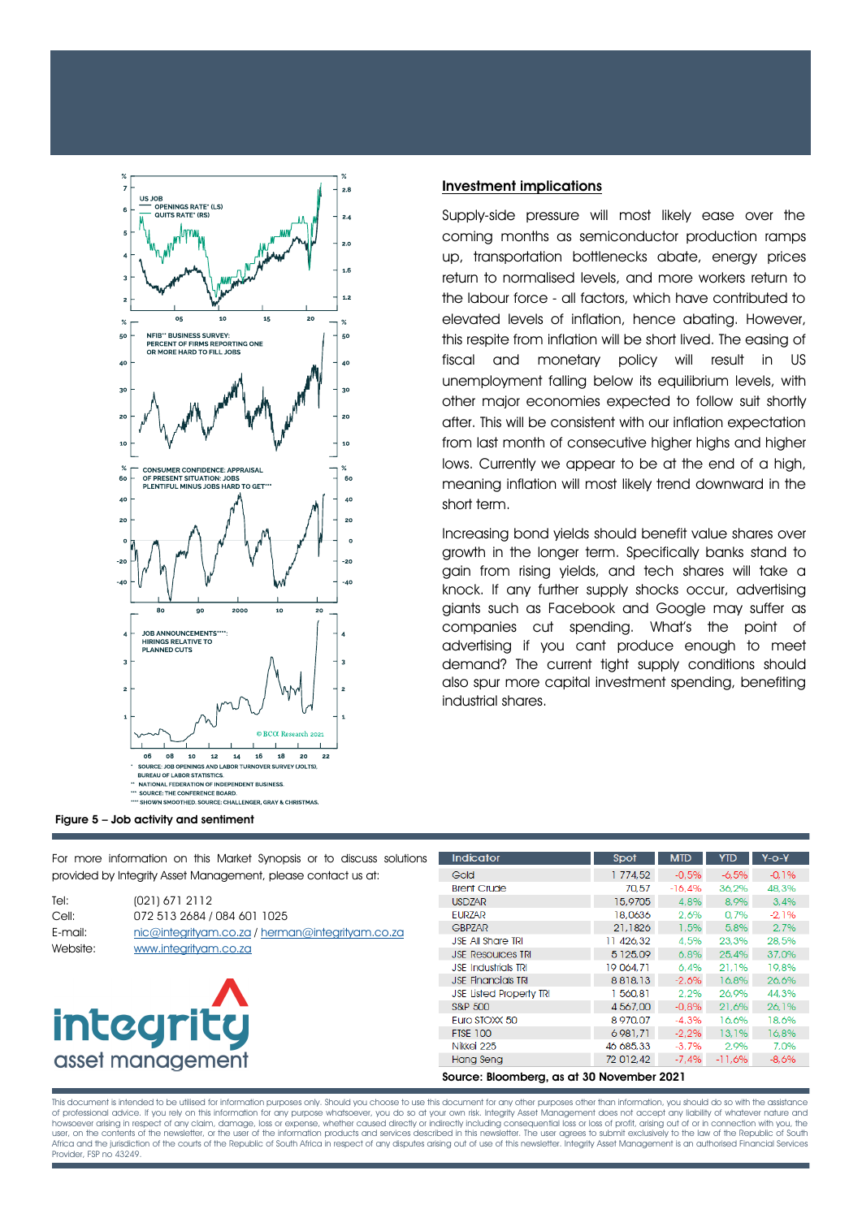%
7
6
5
4
3
2

US JOB
OPENINGS RATE* (LS)
QUITS RATE* (RS)

%
2.8
2.4
2.0
1.6
1.2

05 10 15 20

%
50
40
30
20
10

NFIB** BUSINESS SURVEY:
PERCENT OF FIRMS REPORTING ONE OR MORE HARD TO FILL JOBS

%
50
40
30
20
10

%
60
40
20
0
-20
-40

CONSUMER CONFIDENCE: APPRAISAL OF PRESENT SITUATION: JOBS PLENTIFUL MINUS JOBS HARD TO GET***

%
60
40
20
0
-20
-40

80 90 2000 10 20

4
3
2
1

JOB ANNOUNCEMENTS****:
HIRINGS RELATIVE TO PLANNED CUTS

4
3
2
1

© BCA Research 2021

06 08 10 12 14 16 18 20 22

\* SOURCE: JOB OPENINGS AND LABOR TURNOVER SURVEY (JOLTS), BUREAU OF LABOR STATISTICS.
\*\* NATIONAL FEDERATION OF INDEPENDENT BUSINESS.
\*\*\* SOURCE: THE CONFERENCE BOARD.
\*\*\*\* SHOWN SMOOTHED. SOURCE: CHALLENGER, GRAY & CHRISTMAS.

**Figure 5 – Job activity and sentiment**

## Investment implications

Supply-side pressure will most likely ease over the coming months as semiconductor production ramps up, transportation bottlenecks abate, energy prices return to normalised levels, and more workers return to the labour force - all factors, which have contributed to elevated levels of inflation, hence abating. However, this respite from inflation will be short lived. The easing of fiscal and monetary policy will result in US unemployment falling below its equilibrium levels, with other major economies expected to follow suit shortly after. This will be consistent with our inflation expectation from last month of consecutive higher highs and higher lows. Currently we appear to be at the end of a high, meaning inflation will most likely trend downward in the short term.

Increasing bond yields should benefit value shares over growth in the longer term. Specifically banks stand to gain from rising yields, and tech shares will take a knock. If any further supply shocks occur, advertising giants such as Facebook and Google may suffer as companies cut spending. What's the point of advertising if you cant produce enough to meet demand? The current tight supply conditions should also spur more capital investment spending, benefiting industrial shares.

For more information on this Market Synopsis or to discuss solutions provided by Integrity Asset Management, please contact us at:

| | |
|---|---|
| Tel: | (021) 671 2112 |
| Cell: | 072 513 2684 / 084 601 1025 |
| E-mail: | nic@integrityam.co.za / herman@integrityam.co.za |
| Website: | www.integrityam.co.za |

integrity asset management

| Indicator | Spot | MTD | YTD | Y-o-Y |
|---|---|---|---|---|
| Gold | 1 774,52 | -0,5% | -6,5% | -0,1% |
| Brent Crude | 70,57 | -16,4% | 36,2% | 48,3% |
| USDZAR | 15,9705 | 4,8% | 8,9% | 3,4% |
| EURZAR | 18,0636 | 2,6% | 0,7% | -2,1% |
| GBPZAR | 21,1826 | 1,5% | 5,8% | 2,7% |
| JSE All Share TRI | 11 426,32 | 4,5% | 23,3% | 28,5% |
| JSE Resources TRI | 5 125,09 | 6,8% | 25,4% | 37,0% |
| JSE Industrials TRI | 19 064,71 | 6,4% | 21,1% | 19,8% |
| JSE Financials TRI | 8 818,13 | -2,6% | 16,8% | 26,6% |
| JSE Listed Property TRI | 1 560,81 | 2,2% | 26,9% | 44,3% |
| S&P 500 | 4 567,00 | -0,8% | 21,6% | 26,1% |
| Euro STOXX 50 | 8 970,07 | -4,3% | 16,6% | 18,6% |
| FTSE 100 | 6 981,71 | -2,2% | 13,1% | 16,8% |
| Nikkei 225 | 46 685,33 | -3,7% | 2,9% | 7,0% |
| Hang Seng | 72 012,42 | -7,4% | -11,6% | -8,6% |

**Source: Bloomberg, as at 30 November 2021**

This document is intended to be utilised for information purposes only. Should you choose to use this document for any other purposes other than information, you should do so with the assistance of professional advice. If you rely on this information for any purpose whatsoever, you do so at your own risk. Integrity Asset Management does not accept any liability of whatever nature and howsoever arising in respect of any claim, damage, loss or expense, whether caused directly or indirectly including consequential loss or loss of profit, arising out of or in connection with you, the user, on the contents of the newsletter, or the user of the information products and services described in this newsletter. The user agrees to submit exclusively to the law of the Republic of South Africa and the jurisdiction of the courts of the Republic of South Africa in respect of any disputes arising out of use of this newsletter. Integrity Asset Management is an authorised Financial Services Provider, FSP no 43249.